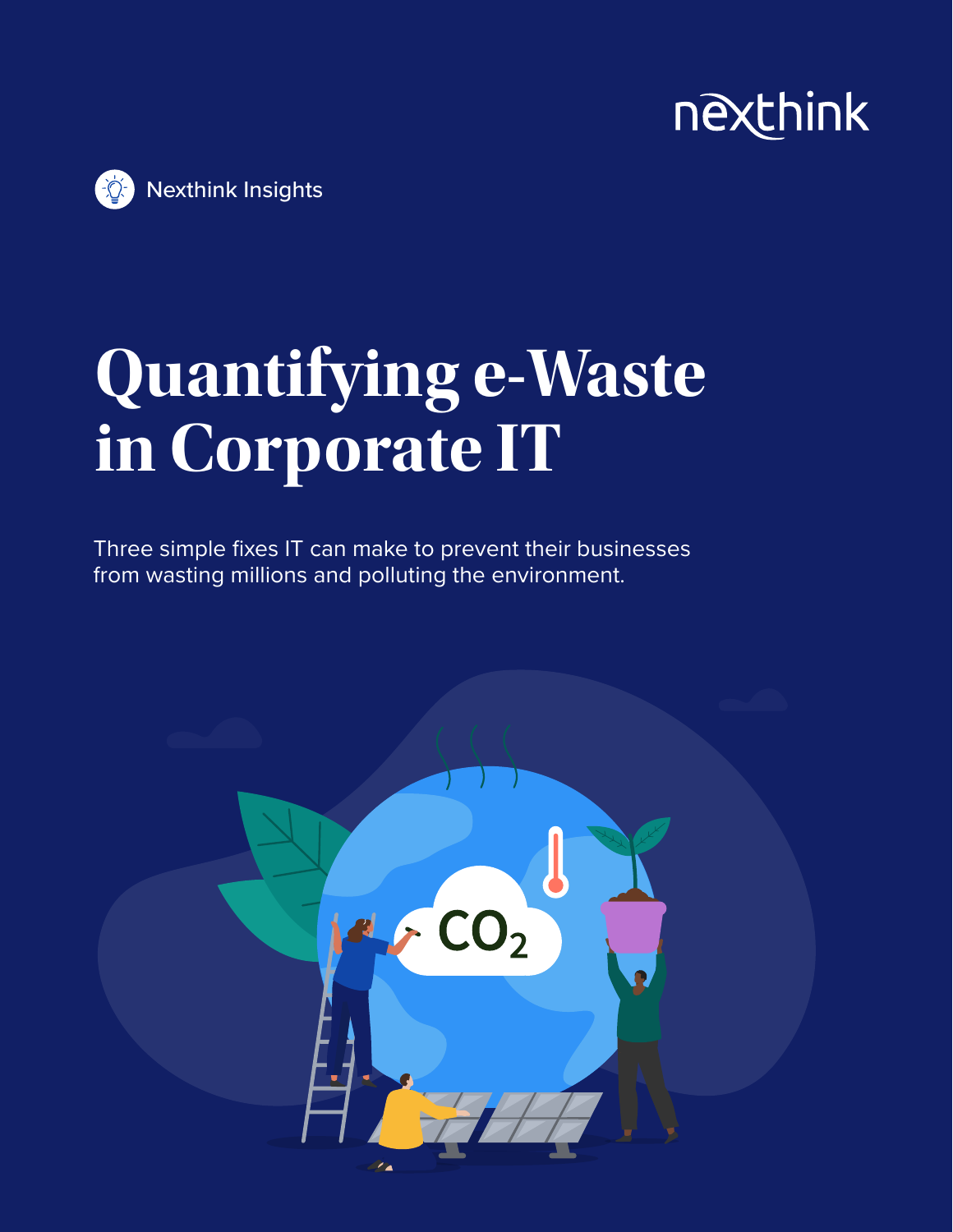nexthink

Nexthink Insights

# Quantifying e-Waste in Corporate IT

Three simple fixes IT can make to prevent their businesses from wasting millions and polluting the environment.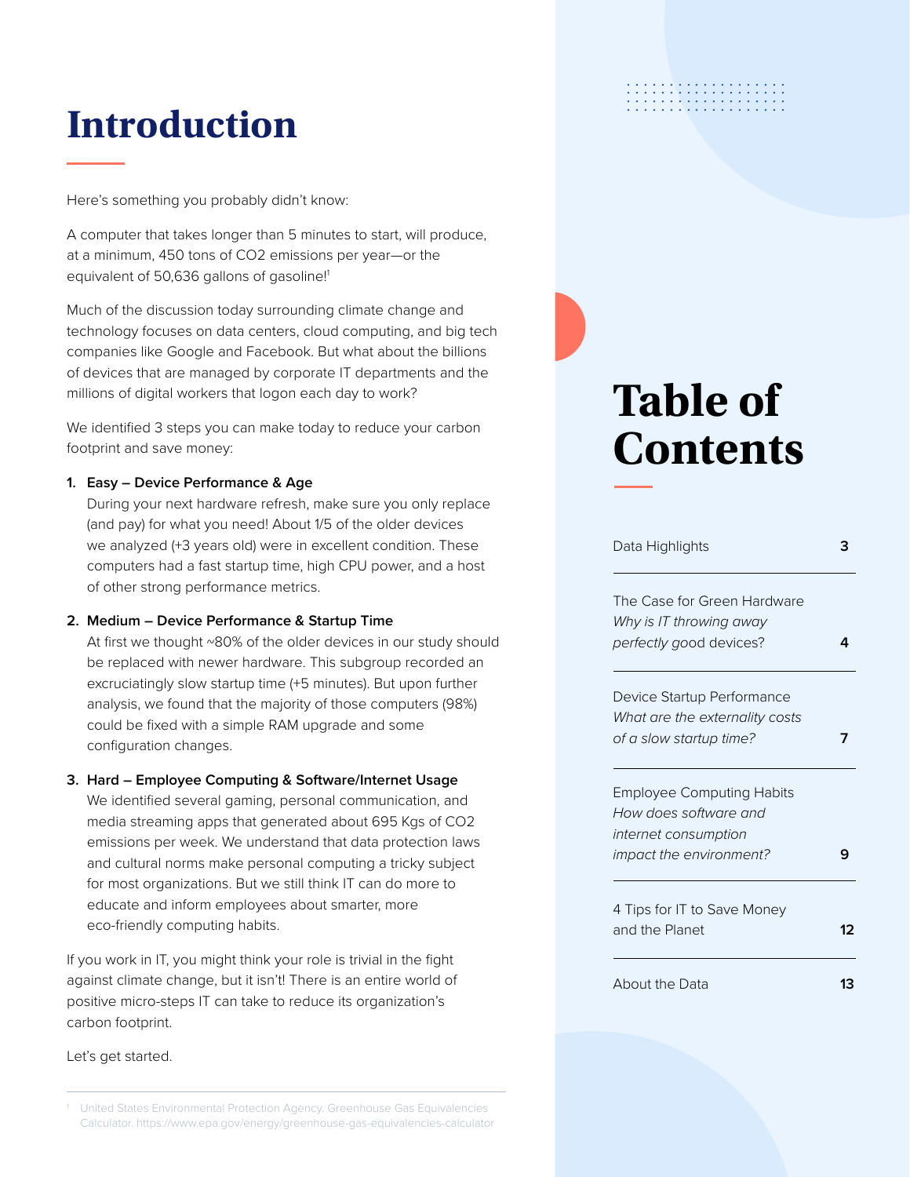# Introduction

Here's something you probably didn't know:

A computer that takes longer than 5 minutes to start, will produce, at a minimum, 450 tons of $CO_2$ emissions per year—or the equivalent of 50,636 gallons of gasoline![1]

Much of the discussion today surrounding climate change and technology focuses on data centers, cloud computing, and big tech companies like Google and Facebook. But what about the billions of devices that are managed by corporate IT departments and the millions of digital workers that logon each day to work?

We identified 3 steps you can make today to reduce your carbon footprint and save money:

1. **Easy – Device Performance & Age**
   During your next hardware refresh, make sure you only replace (and pay) for what you need! About 1/5 of the older devices we analyzed (+3 years old) were in excellent condition. These computers had a fast startup time, high CPU power, and a host of other strong performance metrics.

2. **Medium – Device Performance & Startup Time**
   At first we thought ~80% of the older devices in our study should be replaced with newer hardware. This subgroup recorded an excruciatingly slow startup time (+5 minutes). But upon further analysis, we found that the majority of those computers (98%) could be fixed with a simple RAM upgrade and some configuration changes.

3. **Hard – Employee Computing & Software/Internet Usage**
   We identified several gaming, personal communication, and media streaming apps that generated about 695 Kgs of $CO_2$ emissions per week. We understand that data protection laws and cultural norms make personal computing a tricky subject for most organizations. But we still think IT can do more to educate and inform employees about smarter, more eco-friendly computing habits.

If you work in IT, you might think your role is trivial in the fight against climate change, but it isn't! There is an entire world of positive micro-steps IT can take to reduce its organization's carbon footprint.

Let's get started.

[1] United States Environmental Protection Agency. Greenhouse Gas Equivalencies Calculator. https://www.epa.gov/energy/greenhouse-gas-equivalencies-calculator

# Table of Contents

| Section | Page |
|---|---|
| Data Highlights | 3 |
| The Case for Green Hardware *Why is IT throwing away perfectly good devices?* | 4 |
| Device Startup Performance *What are the externality costs of a slow startup time?* | 7 |
| Employee Computing Habits *How does software and internet consumption impact the environment?* | 9 |
| 4 Tips for IT to Save Money and the Planet | 12 |
| About the Data | 13 |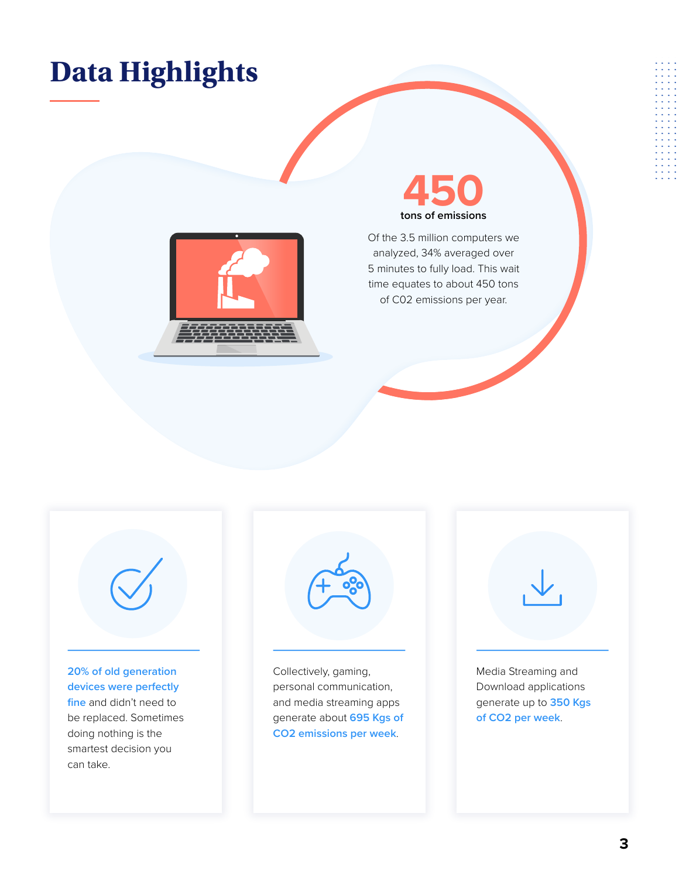# Data Highlights

**450**

tons of emissions

Of the 3.5 million computers we analyzed, 34% averaged over 5 minutes to fully load. This wait time equates to about 450 tons of C02 emissions per year.

**20% of old generation devices were perfectly fine** and didn't need to be replaced. Sometimes doing nothing is the smartest decision you can take.

Collectively, gaming, personal communication, and media streaming apps generate about **695 Kgs of CO2 emissions per week**.

Media Streaming and Download applications generate up to **350 Kgs of CO2 per week**.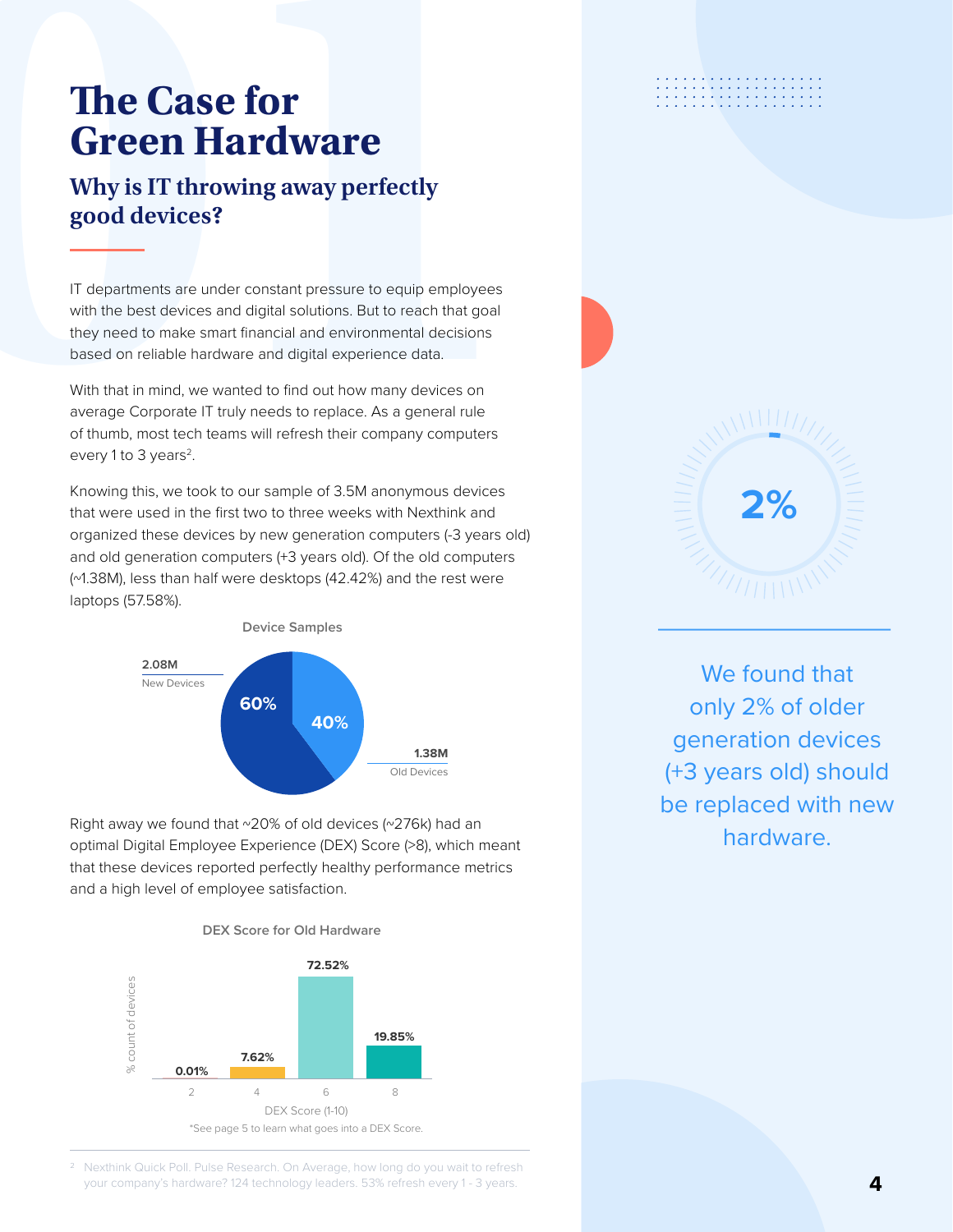# The Case for Green Hardware

## Why is IT throwing away perfectly good devices?

IT departments are under constant pressure to equip employees with the best devices and digital solutions. But to reach that goal they need to make smart financial and environmental decisions based on reliable hardware and digital experience data.

With that in mind, we wanted to find out how many devices on average Corporate IT truly needs to replace. As a general rule of thumb, most tech teams will refresh their company computers every 1 to 3 years[2].

Knowing this, we took to our sample of 3.5M anonymous devices that were used in the first two to three weeks with Nexthink and organized these devices by new generation computers (-3 years old) and old generation computers (+3 years old). Of the old computers (~1.38M), less than half were desktops (42.42%) and the rest were laptops (57.58%).

**Device Samples**

| Category | Count | Share |
| --- | --- | --- |
| New Devices | 2.08M | 60% |
| Old Devices | 1.38M | 40% |

Right away we found that ~20% of old devices (~276k) had an optimal Digital Employee Experience (DEX) Score (>8), which meant that these devices reported perfectly healthy performance metrics and a high level of employee satisfaction.

**DEX Score for Old Hardware**

| DEX Score (1-10) | % count of devices |
| --- | --- |
| 2 | 0.01% |
| 4 | 7.62% |
| 6 | 72.52% |
| 8 | 19.85% |

*See page 5 to learn what goes into a DEX Score.

2%

We found that only 2% of older generation devices (+3 years old) should be replaced with new hardware.

[2] Nexthink Quick Poll. Pulse Research. On Average, how long do you wait to refresh your company's hardware? 124 technology leaders. 53% refresh every 1 - 3 years.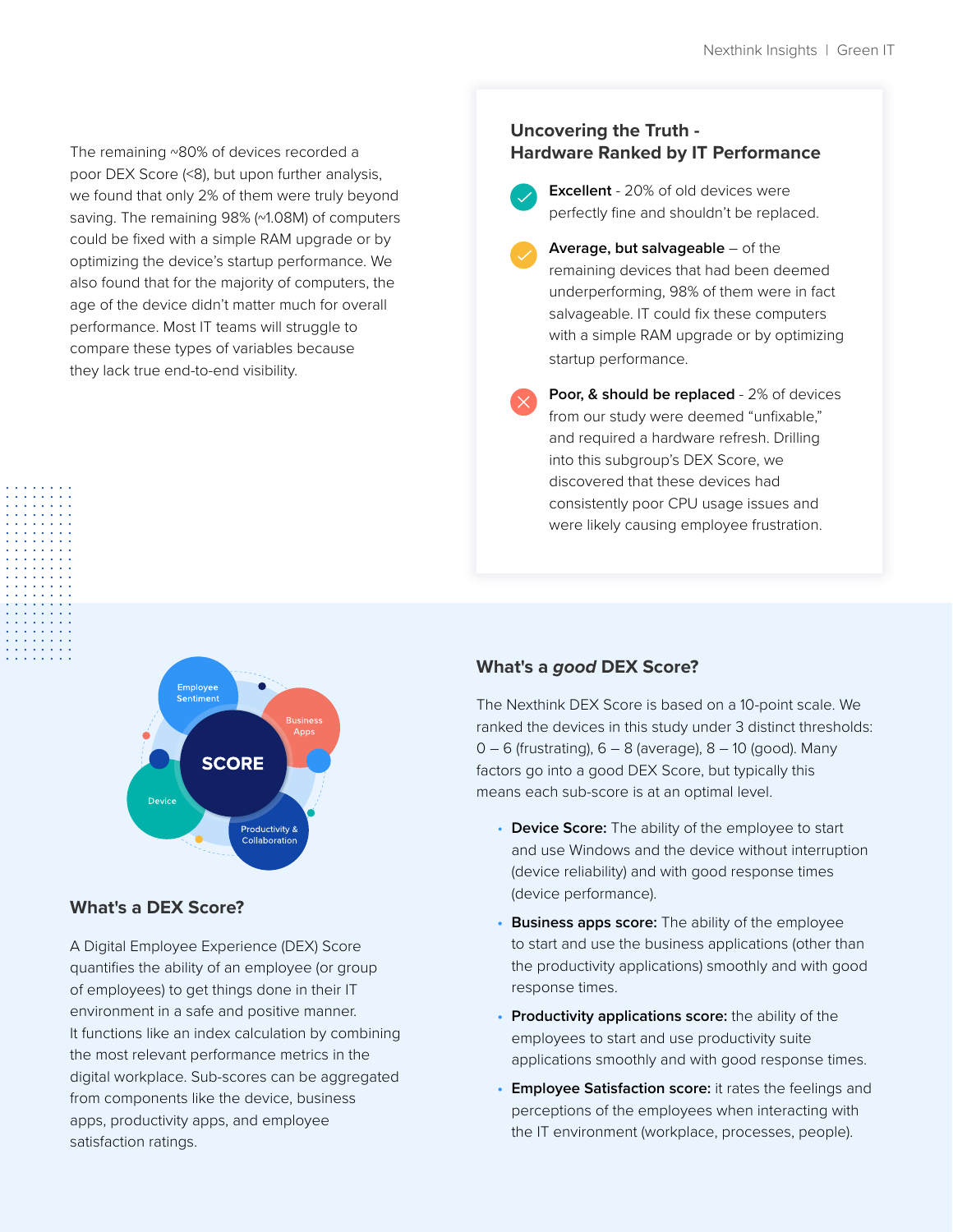The remaining ~80% of devices recorded a poor DEX Score (<8), but upon further analysis, we found that only 2% of them were truly beyond saving. The remaining 98% (~1.08M) of computers could be fixed with a simple RAM upgrade or by optimizing the device's startup performance. We also found that for the majority of computers, the age of the device didn't matter much for overall performance. Most IT teams will struggle to compare these types of variables because they lack true end-to-end visibility.

## Uncovering the Truth - Hardware Ranked by IT Performance

- **Excellent** - 20% of old devices were perfectly fine and shouldn't be replaced.
- **Average, but salvageable** – of the remaining devices that had been deemed underperforming, 98% of them were in fact salvageable. IT could fix these computers with a simple RAM upgrade or by optimizing startup performance.
- **Poor, & should be replaced** - 2% of devices from our study were deemed "unfixable," and required a hardware refresh. Drilling into this subgroup's DEX Score, we discovered that these devices had consistently poor CPU usage issues and were likely causing employee frustration.

## What's a DEX Score?

A Digital Employee Experience (DEX) Score quantifies the ability of an employee (or group of employees) to get things done in their IT environment in a safe and positive manner. It functions like an index calculation by combining the most relevant performance metrics in the digital workplace. Sub-scores can be aggregated from components like the device, business apps, productivity apps, and employee satisfaction ratings.

## What's a *good* DEX Score?

The Nexthink DEX Score is based on a 10-point scale. We ranked the devices in this study under 3 distinct thresholds: 0 – 6 (frustrating), 6 – 8 (average), 8 – 10 (good). Many factors go into a good DEX Score, but typically this means each sub-score is at an optimal level.

- **Device Score:** The ability of the employee to start and use Windows and the device without interruption (device reliability) and with good response times (device performance).
- **Business apps score:** The ability of the employee to start and use the business applications (other than the productivity applications) smoothly and with good response times.
- **Productivity applications score:** the ability of the employees to start and use productivity suite applications smoothly and with good response times.
- **Employee Satisfaction score:** it rates the feelings and perceptions of the employees when interacting with the IT environment (workplace, processes, people).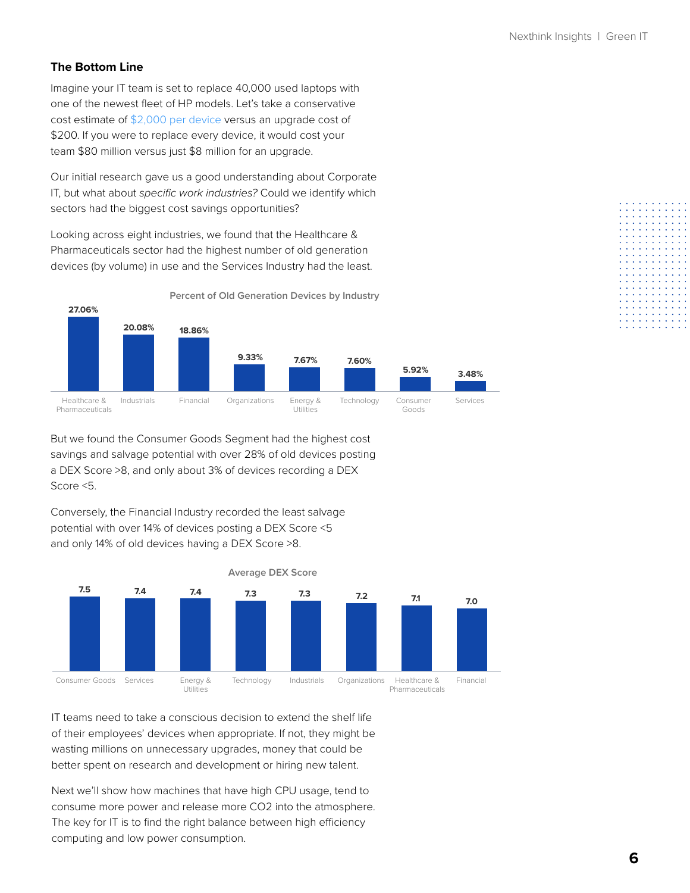## The Bottom Line

Imagine your IT team is set to replace 40,000 used laptops with one of the newest fleet of HP models. Let's take a conservative cost estimate of $2,000 per device versus an upgrade cost of $200. If you were to replace every device, it would cost your team $80 million versus just $8 million for an upgrade.

Our initial research gave us a good understanding about Corporate IT, but what about *specific work industries?* Could we identify which sectors had the biggest cost savings opportunities?

Looking across eight industries, we found that the Healthcare & Pharmaceuticals sector had the highest number of old generation devices (by volume) in use and the Services Industry had the least.

**Percent of Old Generation Devices by Industry**

| Industry | Percent |
|---|---|
| Healthcare & Pharmaceuticals | 27.06% |
| Industrials | 20.08% |
| Financial | 18.86% |
| Organizations | 9.33% |
| Energy & Utilities | 7.67% |
| Technology | 7.60% |
| Consumer Goods | 5.92% |
| Services | 3.48% |

But we found the Consumer Goods Segment had the highest cost savings and salvage potential with over 28% of old devices posting a DEX Score >8, and only about 3% of devices recording a DEX Score <5.

Conversely, the Financial Industry recorded the least salvage potential with over 14% of devices posting a DEX Score <5 and only 14% of old devices having a DEX Score >8.

**Average DEX Score**

| Industry | Average DEX Score |
|---|---|
| Consumer Goods | 7.5 |
| Services | 7.4 |
| Energy & Utilities | 7.4 |
| Technology | 7.3 |
| Industrials | 7.3 |
| Organizations | 7.2 |
| Healthcare & Pharmaceuticals | 7.1 |
| Financial | 7.0 |

IT teams need to take a conscious decision to extend the shelf life of their employees' devices when appropriate. If not, they might be wasting millions on unnecessary upgrades, money that could be better spent on research and development or hiring new talent.

Next we'll show how machines that have high CPU usage, tend to consume more power and release more $CO_2$ into the atmosphere. The key for IT is to find the right balance between high efficiency computing and low power consumption.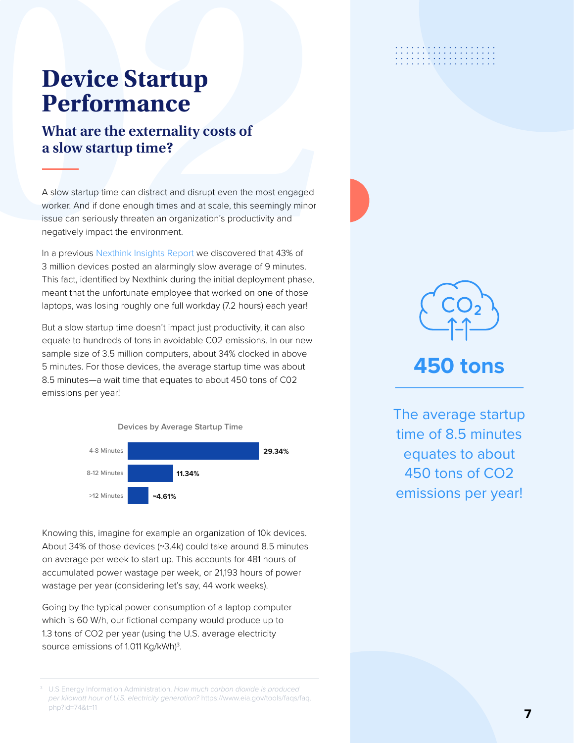# Device Startup Performance

## What are the externality costs of a slow startup time?

A slow startup time can distract and disrupt even the most engaged worker. And if done enough times and at scale, this seemingly minor issue can seriously threaten an organization's productivity and negatively impact the environment.

In a previous Nexthink Insights Report we discovered that 43% of 3 million devices posted an alarmingly slow average of 9 minutes. This fact, identified by Nexthink during the initial deployment phase, meant that the unfortunate employee that worked on one of those laptops, was losing roughly one full workday (7.2 hours) each year!

But a slow startup time doesn't impact just productivity, it can also equate to hundreds of tons in avoidable C02 emissions. In our new sample size of 3.5 million computers, about 34% clocked in above 5 minutes. For those devices, the average startup time was about 8.5 minutes—a wait time that equates to about 450 tons of C02 emissions per year!

**Devices by Average Startup Time**

| Startup Time | Devices |
|---|---|
| 4-8 Minutes | 29.34% |
| 8-12 Minutes | 11.34% |
| >12 Minutes | ~4.61% |

Knowing this, imagine for example an organization of 10k devices. About 34% of those devices (~3.4k) could take around 8.5 minutes on average per week to start up. This accounts for 481 hours of accumulated power wastage per week, or 21,193 hours of power wastage per year (considering let's say, 44 work weeks).

Going by the typical power consumption of a laptop computer which is 60 W/h, our fictional company would produce up to 1.3 tons of CO2 per year (using the U.S. average electricity source emissions of 1.011 Kg/kWh)[3].

**450 tons**

The average startup time of 8.5 minutes equates to about 450 tons of CO2 emissions per year!

---

[3] U.S Energy Information Administration. *How much carbon dioxide is produced per kilowatt hour of U.S. electricity generation?* https://www.eia.gov/tools/faqs/faq.php?id=74&t=11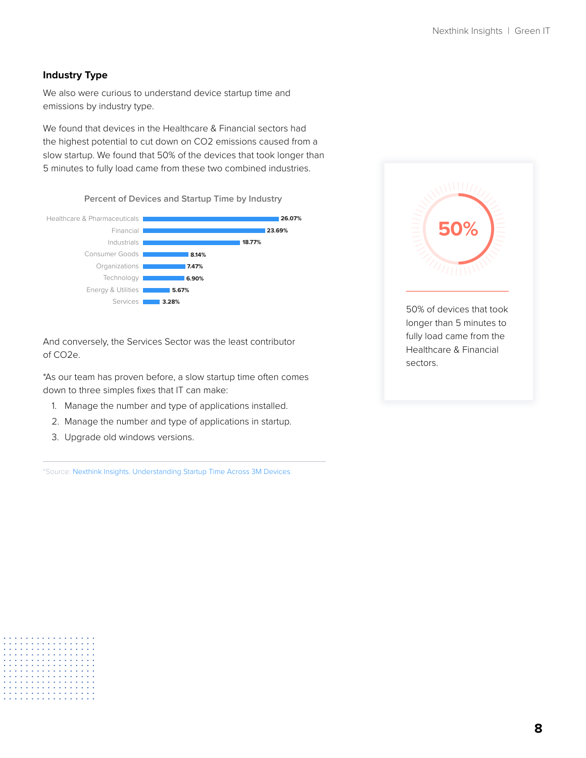### Industry Type

We also were curious to understand device startup time and emissions by industry type.

We found that devices in the Healthcare & Financial sectors had the highest potential to cut down on CO2 emissions caused from a slow startup. We found that 50% of the devices that took longer than 5 minutes to fully load came from these two combined industries.

**Percent of Devices and Startup Time by Industry**

| Industry | Percent |
| --- | --- |
| Healthcare & Pharmaceuticals | 26.07% |
| Financial | 23.69% |
| Industrials | 18.77% |
| Consumer Goods | 8.14% |
| Organizations | 7.47% |
| Technology | 6.90% |
| Energy & Utilities | 5.67% |
| Services | 3.28% |

And conversely, the Services Sector was the least contributor of CO2e.

*As our team has proven before, a slow startup time often comes down to three simples fixes that IT can make:

1. Manage the number and type of applications installed.
2. Manage the number and type of applications in startup.
3. Upgrade old windows versions.

*Source: Nexthink Insights. Understanding Startup Time Across 3M Devices.

**50%**

50% of devices that took longer than 5 minutes to fully load came from the Healthcare & Financial sectors.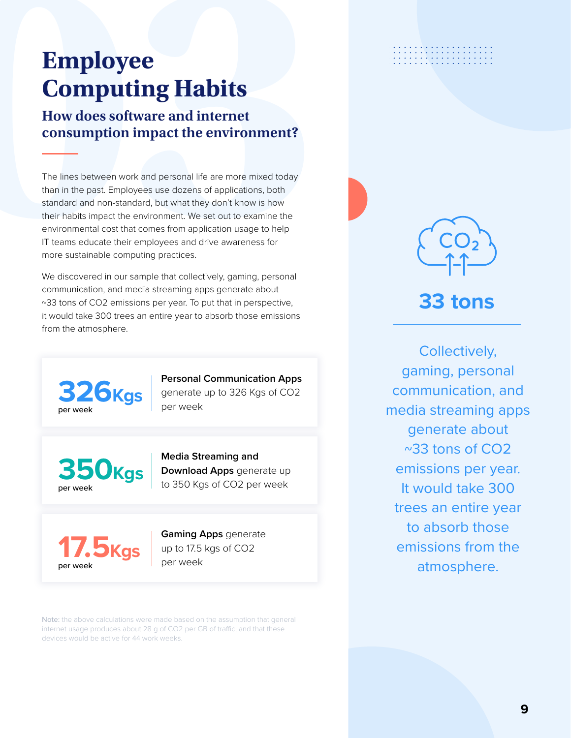# Employee Computing Habits

## How does software and internet consumption impact the environment?

The lines between work and personal life are more mixed today than in the past. Employees use dozens of applications, both standard and non-standard, but what they don't know is how their habits impact the environment. We set out to examine the environmental cost that comes from application usage to help IT teams educate their employees and drive awareness for more sustainable computing practices.

We discovered in our sample that collectively, gaming, personal communication, and media streaming apps generate about ~33 tons of CO2 emissions per year. To put that in perspective, it would take 300 trees an entire year to absorb those emissions from the atmosphere.

**326Kgs** per week

**Personal Communication Apps** generate up to 326 Kgs of CO2 per week

**350Kgs** per week

**Media Streaming and Download Apps** generate up to 350 Kgs of CO2 per week

**17.5Kgs** per week

**Gaming Apps** generate up to 17.5 kgs of CO2 per week

**Note:** the above calculations were made based on the assumption that general internet usage produces about 28 g of CO2 per GB of traffic, and that these devices would be active for 44 work weeks.

$CO_2$

**33 tons**

Collectively, gaming, personal communication, and media streaming apps generate about ~33 tons of CO2 emissions per year. It would take 300 trees an entire year to absorb those emissions from the atmosphere.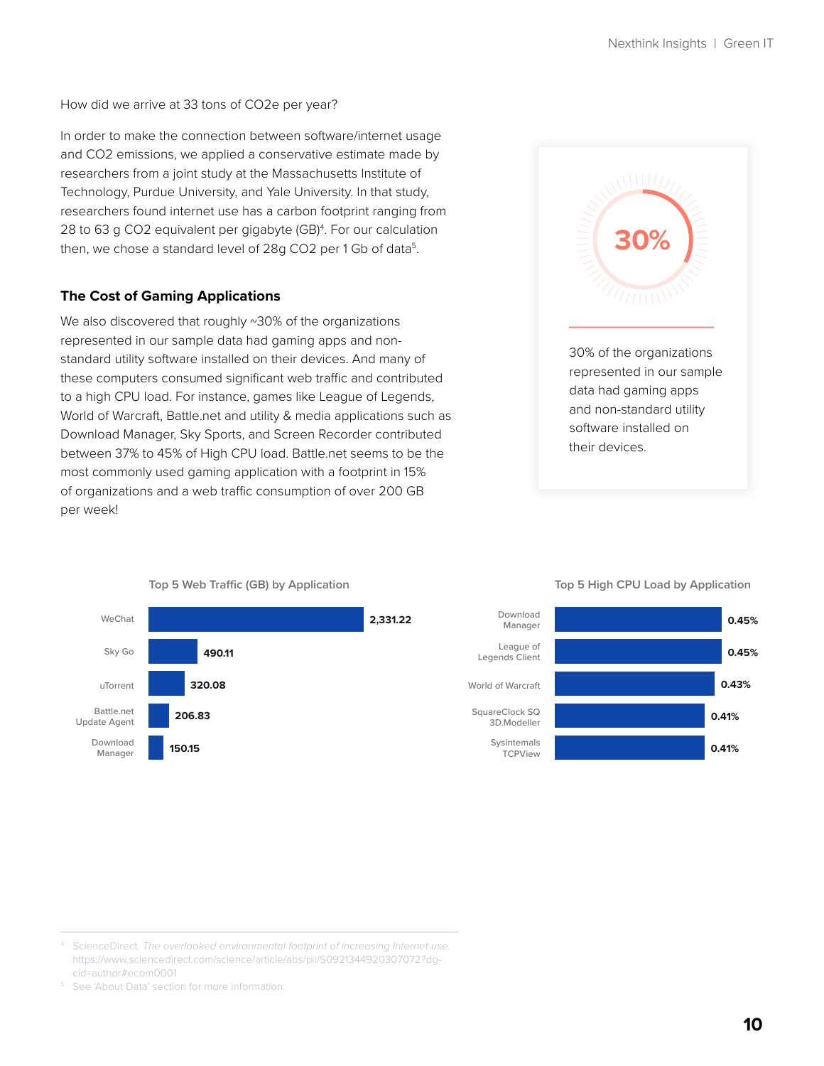How did we arrive at 33 tons of $CO_2e$ per year?

In order to make the connection between software/internet usage and $CO_2$ emissions, we applied a conservative estimate made by researchers from a joint study at the Massachusetts Institute of Technology, Purdue University, and Yale University. In that study, researchers found internet use has a carbon footprint ranging from 28 to 63 g $CO_2$ equivalent per gigabyte (GB)[4]. For our calculation then, we chose a standard level of 28g $CO_2$ per 1 Gb of data[5].

### The Cost of Gaming Applications

We also discovered that roughly ~30% of the organizations represented in our sample data had gaming apps and non-standard utility software installed on their devices. And many of these computers consumed significant web traffic and contributed to a high CPU load. For instance, games like League of Legends, World of Warcraft, Battle.net and utility & media applications such as Download Manager, Sky Sports, and Screen Recorder contributed between 37% to 45% of High CPU load. Battle.net seems to be the most commonly used gaming application with a footprint in 15% of organizations and a web traffic consumption of over 200 GB per week!

**30%**

30% of the organizations represented in our sample data had gaming apps and non-standard utility software installed on their devices.

**Top 5 Web Traffic (GB) by Application**

| Application | Web Traffic (GB) |
|---|---|
| WeChat | 2,331.22 |
| Sky Go | 490.11 |
| uTorrent | 320.08 |
| Battle.net Update Agent | 206.83 |
| Download Manager | 150.15 |

**Top 5 High CPU Load by Application**

| Application | High CPU Load |
|---|---|
| Download Manager | 0.45% |
| League of Legends Client | 0.45% |
| World of Warcraft | 0.43% |
| SquareClock SQ 3D.Modeller | 0.41% |
| Sysintemals TCPView | 0.41% |

---

[4] ScienceDirect. *The overlooked environmental footprint of increasing Internet use.* https://www.sciencedirect.com/science/article/abs/pii/S0921344920307072?dg-cid=author#ecom0001

[5] See 'About Data' section for more information.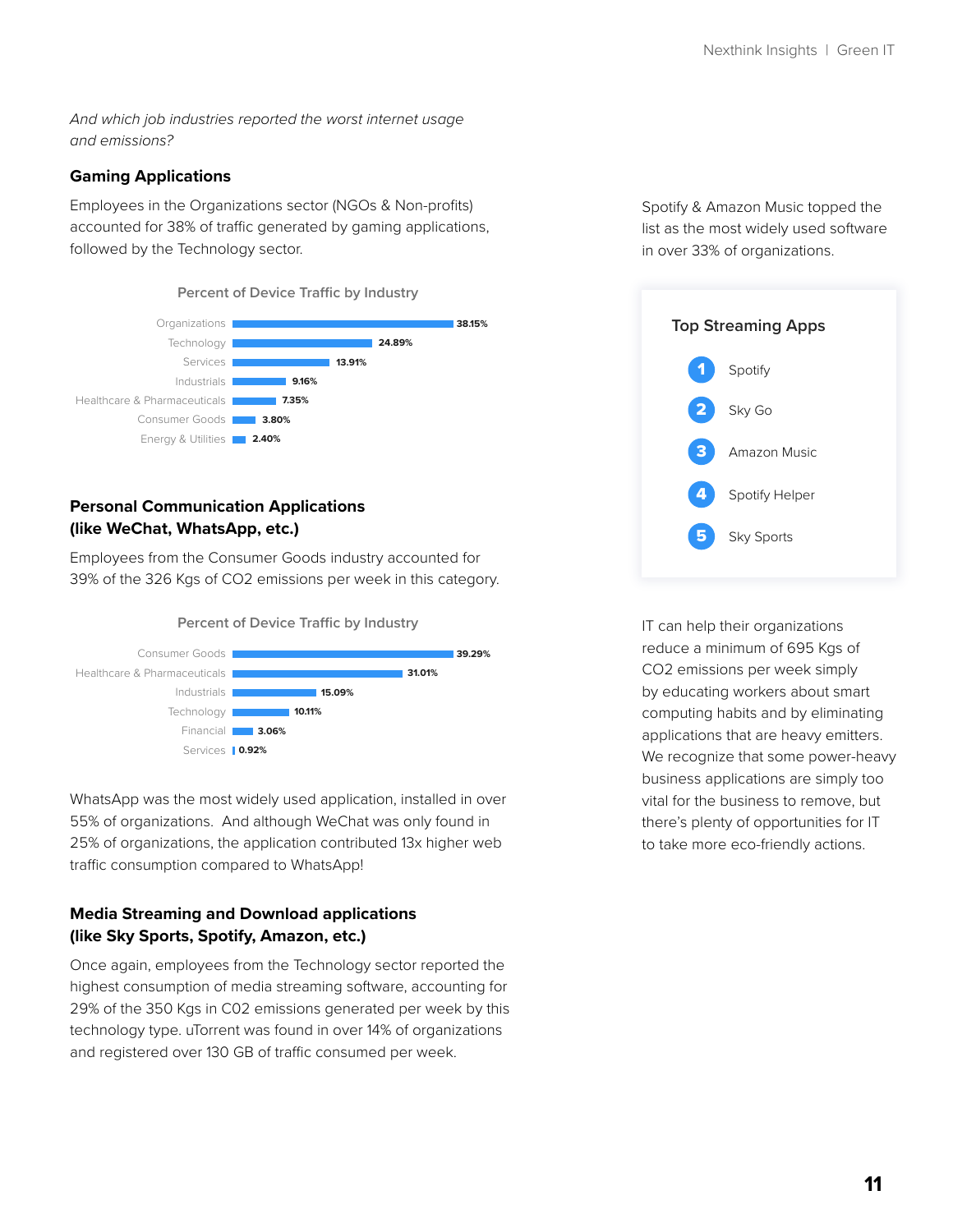*And which job industries reported the worst internet usage and emissions?*

### Gaming Applications

Employees in the Organizations sector (NGOs & Non-profits) accounted for 38% of traffic generated by gaming applications, followed by the Technology sector.

**Percent of Device Traffic by Industry**

| Industry | Percent |
| --- | --- |
| Organizations | 38.15% |
| Technology | 24.89% |
| Services | 13.91% |
| Industrials | 9.16% |
| Healthcare & Pharmaceuticals | 7.35% |
| Consumer Goods | 3.80% |
| Energy & Utilities | 2.40% |

### Personal Communication Applications (like WeChat, WhatsApp, etc.)

Employees from the Consumer Goods industry accounted for 39% of the 326 Kgs of $CO_2$ emissions per week in this category.

**Percent of Device Traffic by Industry**

| Industry | Percent |
| --- | --- |
| Consumer Goods | 39.29% |
| Healthcare & Pharmaceuticals | 31.01% |
| Industrials | 15.09% |
| Technology | 10.11% |
| Financial | 3.06% |
| Services | 0.92% |

WhatsApp was the most widely used application, installed in over 55% of organizations. And although WeChat was only found in 25% of organizations, the application contributed 13x higher web traffic consumption compared to WhatsApp!

### Media Streaming and Download applications (like Sky Sports, Spotify, Amazon, etc.)

Once again, employees from the Technology sector reported the highest consumption of media streaming software, accounting for 29% of the 350 Kgs in $CO_2$ emissions generated per week by this technology type. uTorrent was found in over 14% of organizations and registered over 130 GB of traffic consumed per week.

Spotify & Amazon Music topped the list as the most widely used software in over 33% of organizations.

**Top Streaming Apps**

1. Spotify
2. Sky Go
3. Amazon Music
4. Spotify Helper
5. Sky Sports

IT can help their organizations reduce a minimum of 695 Kgs of $CO_2$ emissions per week simply by educating workers about smart computing habits and by eliminating applications that are heavy emitters. We recognize that some power-heavy business applications are simply too vital for the business to remove, but there's plenty of opportunities for IT to take more eco-friendly actions.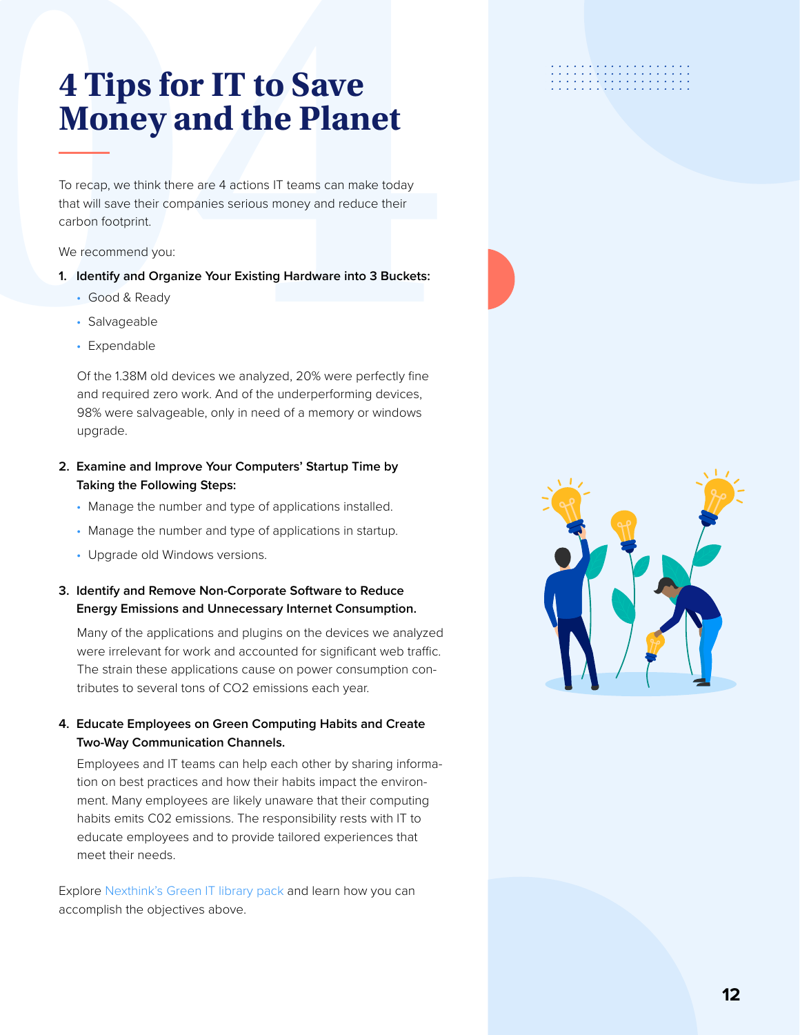# 4 Tips for IT to Save Money and the Planet

To recap, we think there are 4 actions IT teams can make today that will save their companies serious money and reduce their carbon footprint.

We recommend you:

1. **Identify and Organize Your Existing Hardware into 3 Buckets:**
   - Good & Ready
   - Salvageable
   - Expendable

   Of the 1.38M old devices we analyzed, 20% were perfectly fine and required zero work. And of the underperforming devices, 98% were salvageable, only in need of a memory or windows upgrade.

2. **Examine and Improve Your Computers' Startup Time by Taking the Following Steps:**
   - Manage the number and type of applications installed.
   - Manage the number and type of applications in startup.
   - Upgrade old Windows versions.

3. **Identify and Remove Non-Corporate Software to Reduce Energy Emissions and Unnecessary Internet Consumption.**

   Many of the applications and plugins on the devices we analyzed were irrelevant for work and accounted for significant web traffic. The strain these applications cause on power consumption contributes to several tons of CO2 emissions each year.

4. **Educate Employees on Green Computing Habits and Create Two-Way Communication Channels.**

   Employees and IT teams can help each other by sharing information on best practices and how their habits impact the environment. Many employees are likely unaware that their computing habits emits C02 emissions. The responsibility rests with IT to educate employees and to provide tailored experiences that meet their needs.

Explore Nexthink's Green IT library pack and learn how you can accomplish the objectives above.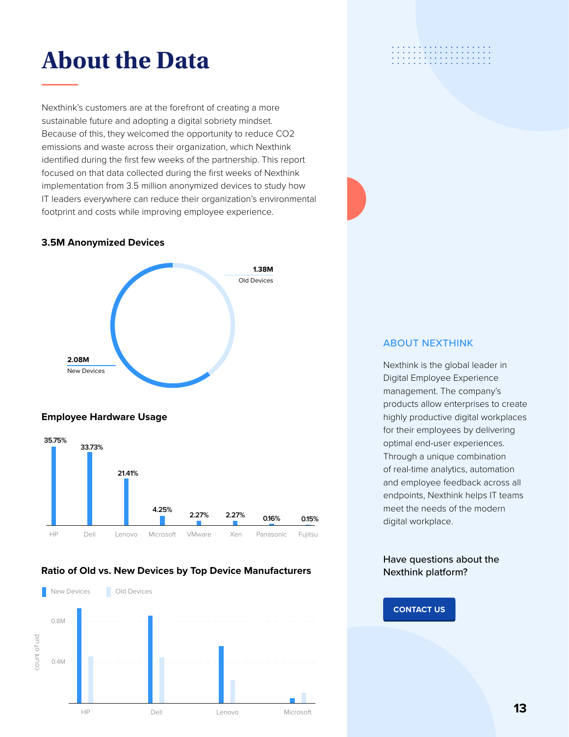# About the Data

Nexthink's customers are at the forefront of creating a more sustainable future and adopting a digital sobriety mindset. Because of this, they welcomed the opportunity to reduce $CO_2$ emissions and waste across their organization, which Nexthink identified during the first few weeks of the partnership. This report focused on that data collected during the first weeks of Nexthink implementation from 3.5 million anonymized devices to study how IT leaders everywhere can reduce their organization's environmental footprint and costs while improving employee experience.

### 3.5M Anonymized Devices

1.38M Old Devices

2.08M New Devices

### Employee Hardware Usage

| HP | Dell | Lenovo | Microsoft | VMware | Xen | Panasonic | Fujitsu |
|---|---|---|---|---|---|---|---|
| 35.75% | 33.73% | 21.41% | 4.25% | 2.27% | 2.27% | 0.16% | 0.15% |

### Ratio of Old vs. New Devices by Top Device Manufacturers

New Devices | Old Devices

count of uid: 0.4M, 0.8M

HP, Dell, Lenovo, Microsoft

## ABOUT NEXTHINK

Nexthink is the global leader in Digital Employee Experience management. The company's products allow enterprises to create highly productive digital workplaces for their employees by delivering optimal end-user experiences. Through a unique combination of real-time analytics, automation and employee feedback across all endpoints, Nexthink helps IT teams meet the needs of the modern digital workplace.

Have questions about the Nexthink platform?

CONTACT US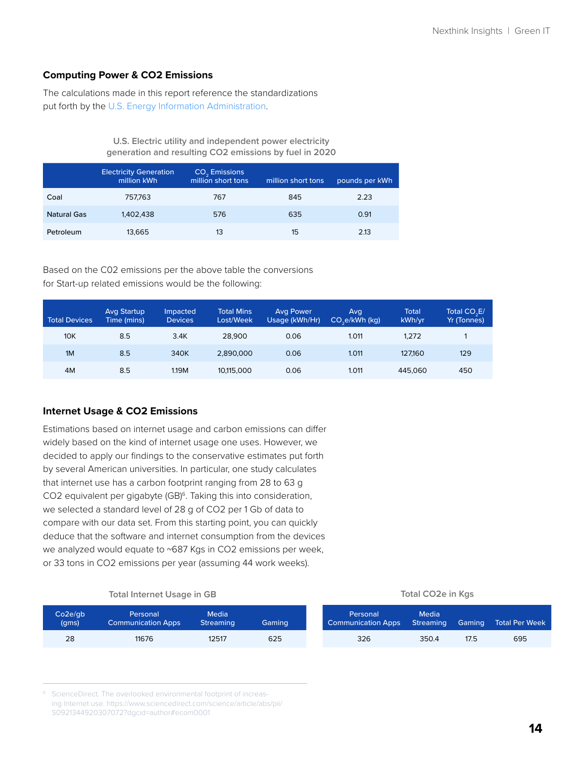## Computing Power & CO2 Emissions

The calculations made in this report reference the standardizations put forth by the U.S. Energy Information Administration.

U.S. Electric utility and independent power electricity generation and resulting CO2 emissions by fuel in 2020

| | Electricity Generation million kWh | $CO_2$ Emissions million short tons | million short tons | pounds per kWh |
|---|---|---|---|---|
| Coal | 757,763 | 767 | 845 | 2.23 |
| Natural Gas | 1,402,438 | 576 | 635 | 0.91 |
| Petroleum | 13,665 | 13 | 15 | 2.13 |

Based on the C02 emissions per the above table the conversions for Start-up related emissions would be the following:

| Total Devices | Avg Startup Time (mins) | Impacted Devices | Total Mins Lost/Week | Avg Power Usage (kWh/Hr) | Avg $CO_2$e/kWh (kg) | Total kWh/yr | Total $CO_2$E/ Yr (Tonnes) |
|---|---|---|---|---|---|---|---|
| 10K | 8.5 | 3.4K | 28,900 | 0.06 | 1.011 | 1,272 | 1 |
| 1M | 8.5 | 340K | 2,890,000 | 0.06 | 1.011 | 127,160 | 129 |
| 4M | 8.5 | 1.19M | 10,115,000 | 0.06 | 1.011 | 445,060 | 450 |

## Internet Usage & CO2 Emissions

Estimations based on internet usage and carbon emissions can differ widely based on the kind of internet usage one uses. However, we decided to apply our findings to the conservative estimates put forth by several American universities. In particular, one study calculates that internet use has a carbon footprint ranging from 28 to 63 g CO2 equivalent per gigabyte (GB)[6]. Taking this into consideration, we selected a standard level of 28 g of CO2 per 1 Gb of data to compare with our data set. From this starting point, you can quickly deduce that the software and internet consumption from the devices we analyzed would equate to ~687 Kgs in CO2 emissions per week, or 33 tons in CO2 emissions per year (assuming 44 work weeks).

Total Internet Usage in GB

| Co2e/gb (gms) | Personal Communication Apps | Media Streaming | Gaming |
|---|---|---|---|
| 28 | 11676 | 12517 | 625 |

Total CO2e in Kgs

| Personal Communication Apps | Media Streaming | Gaming | Total Per Week |
|---|---|---|---|
| 326 | 350.4 | 17.5 | 695 |

[6] ScienceDirect. The overlooked environmental footprint of increasing Internet use. https://www.sciencedirect.com/science/article/abs/pii/S0921344920307072?dgcid=author#ecom0001